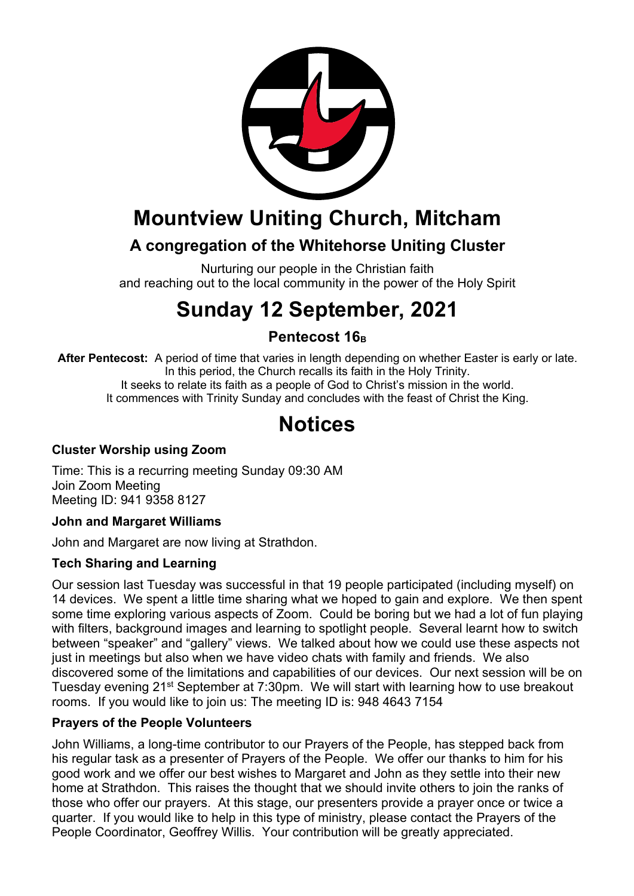# Mountview Uniting Church, Mitcham

## A congregation of the Whitehorse Uniting Cluster

Nurturing our people in the Christian faith
and reaching out to the local community in the power of the Holy Spirit

# Sunday 12 September, 2021

### Pentecost $16_B$

**After Pentecost:** A period of time that varies in length depending on whether Easter is early or late. In this period, the Church recalls its faith in the Holy Trinity. It seeks to relate its faith as a people of God to Christ's mission in the world. It commences with Trinity Sunday and concludes with the feast of Christ the King.

# Notices

### Cluster Worship using Zoom

Time: This is a recurring meeting Sunday 09:30 AM
Join Zoom Meeting
Meeting ID: 941 9358 8127

### John and Margaret Williams

John and Margaret are now living at Strathdon.

### Tech Sharing and Learning

Our session last Tuesday was successful in that 19 people participated (including myself) on 14 devices. We spent a little time sharing what we hoped to gain and explore. We then spent some time exploring various aspects of Zoom. Could be boring but we had a lot of fun playing with filters, background images and learning to spotlight people. Several learnt how to switch between "speaker" and "gallery" views. We talked about how we could use these aspects not just in meetings but also when we have video chats with family and friends. We also discovered some of the limitations and capabilities of our devices. Our next session will be on Tuesday evening 21st September at 7:30pm. We will start with learning how to use breakout rooms. If you would like to join us: The meeting ID is: 948 4643 7154

### Prayers of the People Volunteers

John Williams, a long-time contributor to our Prayers of the People, has stepped back from his regular task as a presenter of Prayers of the People. We offer our thanks to him for his good work and we offer our best wishes to Margaret and John as they settle into their new home at Strathdon. This raises the thought that we should invite others to join the ranks of those who offer our prayers. At this stage, our presenters provide a prayer once or twice a quarter. If you would like to help in this type of ministry, please contact the Prayers of the People Coordinator, Geoffrey Willis. Your contribution will be greatly appreciated.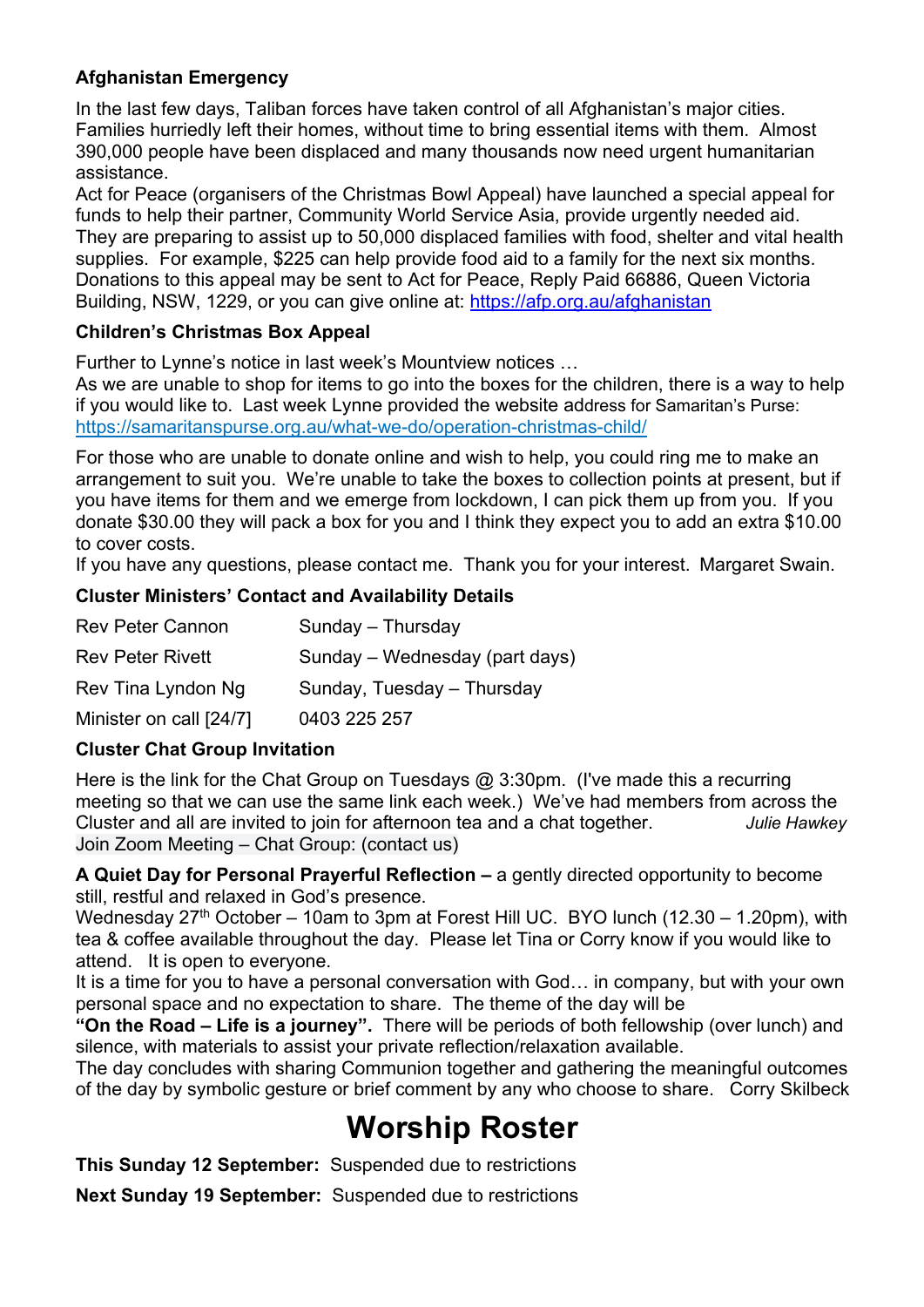**Afghanistan Emergency**

In the last few days, Taliban forces have taken control of all Afghanistan's major cities. Families hurriedly left their homes, without time to bring essential items with them. Almost 390,000 people have been displaced and many thousands now need urgent humanitarian assistance.
Act for Peace (organisers of the Christmas Bowl Appeal) have launched a special appeal for funds to help their partner, Community World Service Asia, provide urgently needed aid. They are preparing to assist up to 50,000 displaced families with food, shelter and vital health supplies. For example, $225 can help provide food aid to a family for the next six months. Donations to this appeal may be sent to Act for Peace, Reply Paid 66886, Queen Victoria Building, NSW, 1229, or you can give online at: https://afp.org.au/afghanistan

**Children's Christmas Box Appeal**

Further to Lynne's notice in last week's Mountview notices …
As we are unable to shop for items to go into the boxes for the children, there is a way to help if you would like to. Last week Lynne provided the website address for Samaritan's Purse: https://samaritanspurse.org.au/what-we-do/operation-christmas-child/

For those who are unable to donate online and wish to help, you could ring me to make an arrangement to suit you. We're unable to take the boxes to collection points at present, but if you have items for them and we emerge from lockdown, I can pick them up from you. If you donate $30.00 they will pack a box for you and I think they expect you to add an extra $10.00 to cover costs.
If you have any questions, please contact me. Thank you for your interest. Margaret Swain.

**Cluster Ministers' Contact and Availability Details**

| | |
|---|---|
| Rev Peter Cannon | Sunday – Thursday |
| Rev Peter Rivett | Sunday – Wednesday (part days) |
| Rev Tina Lyndon Ng | Sunday, Tuesday – Thursday |
| Minister on call [24/7] | 0403 225 257 |

**Cluster Chat Group Invitation**

Here is the link for the Chat Group on Tuesdays @ 3:30pm. (I've made this a recurring meeting so that we can use the same link each week.) We've had members from across the Cluster and all are invited to join for afternoon tea and a chat together. *Julie Hawkey*
Join Zoom Meeting – Chat Group: (contact us)

**A Quiet Day for Personal Prayerful Reflection –** a gently directed opportunity to become still, restful and relaxed in God's presence.
Wednesday 27th October – 10am to 3pm at Forest Hill UC. BYO lunch (12.30 – 1.20pm), with tea & coffee available throughout the day. Please let Tina or Corry know if you would like to attend. It is open to everyone.
It is a time for you to have a personal conversation with God… in company, but with your own personal space and no expectation to share. The theme of the day will be
**"On the Road – Life is a journey".** There will be periods of both fellowship (over lunch) and silence, with materials to assist your private reflection/relaxation available.
The day concludes with sharing Communion together and gathering the meaningful outcomes of the day by symbolic gesture or brief comment by any who choose to share. Corry Skilbeck

# Worship Roster

**This Sunday 12 September:** Suspended due to restrictions

**Next Sunday 19 September:** Suspended due to restrictions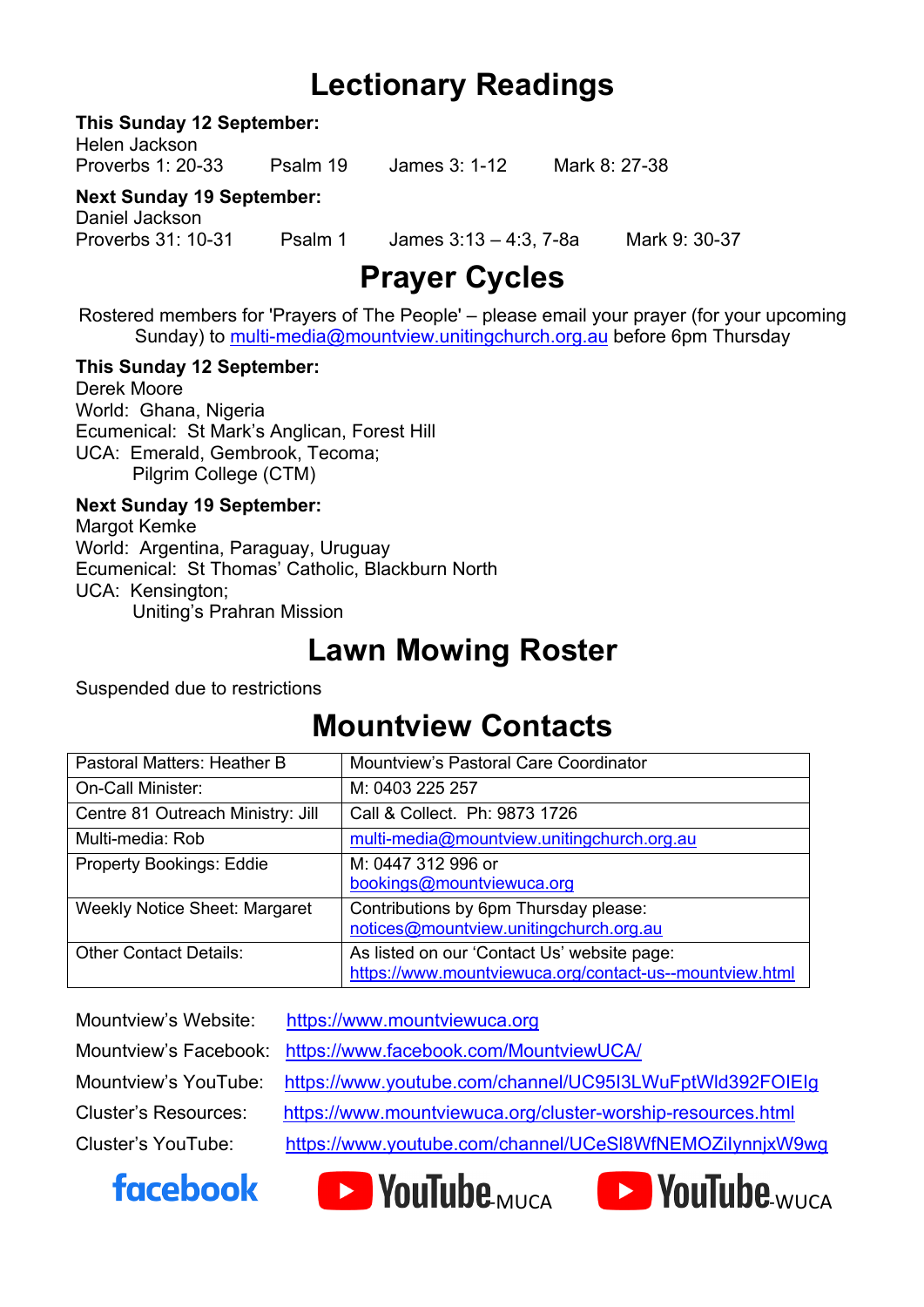# Lectionary Readings

**This Sunday 12 September:**
Helen Jackson
Proverbs 1: 20-33 Psalm 19 James 3: 1-12 Mark 8: 27-38

**Next Sunday 19 September:**
Daniel Jackson
Proverbs 31: 10-31 Psalm 1 James 3:13 – 4:3, 7-8a Mark 9: 30-37

# Prayer Cycles

Rostered members for 'Prayers of The People' – please email your prayer (for your upcoming Sunday) to multi-media@mountview.unitingchurch.org.au before 6pm Thursday

**This Sunday 12 September:**
Derek Moore
World: Ghana, Nigeria
Ecumenical: St Mark's Anglican, Forest Hill
UCA: Emerald, Gembrook, Tecoma;
Pilgrim College (CTM)

**Next Sunday 19 September:**
Margot Kemke
World: Argentina, Paraguay, Uruguay
Ecumenical: St Thomas' Catholic, Blackburn North
UCA: Kensington;
Uniting's Prahran Mission

# Lawn Mowing Roster

Suspended due to restrictions

# Mountview Contacts

| | |
|---|---|
| Pastoral Matters: Heather B | Mountview's Pastoral Care Coordinator |
| On-Call Minister: | M: 0403 225 257 |
| Centre 81 Outreach Ministry: Jill | Call & Collect. Ph: 9873 1726 |
| Multi-media: Rob | multi-media@mountview.unitingchurch.org.au |
| Property Bookings: Eddie | M: 0447 312 996 or bookings@mountviewuca.org |
| Weekly Notice Sheet: Margaret | Contributions by 6pm Thursday please: notices@mountview.unitingchurch.org.au |
| Other Contact Details: | As listed on our 'Contact Us' website page: https://www.mountviewuca.org/contact-us--mountview.html |

Mountview's Website: https://www.mountviewuca.org
Mountview's Facebook: https://www.facebook.com/MountviewUCA/
Mountview's YouTube: https://www.youtube.com/channel/UC95I3LWuFptWld392FOIEIg
Cluster's Resources: https://www.mountviewuca.org/cluster-worship-resources.html
Cluster's YouTube: https://www.youtube.com/channel/UCeSl8WfNEMOZilynnjxW9wg

facebook YouTube-MUCA YouTube-WUCA